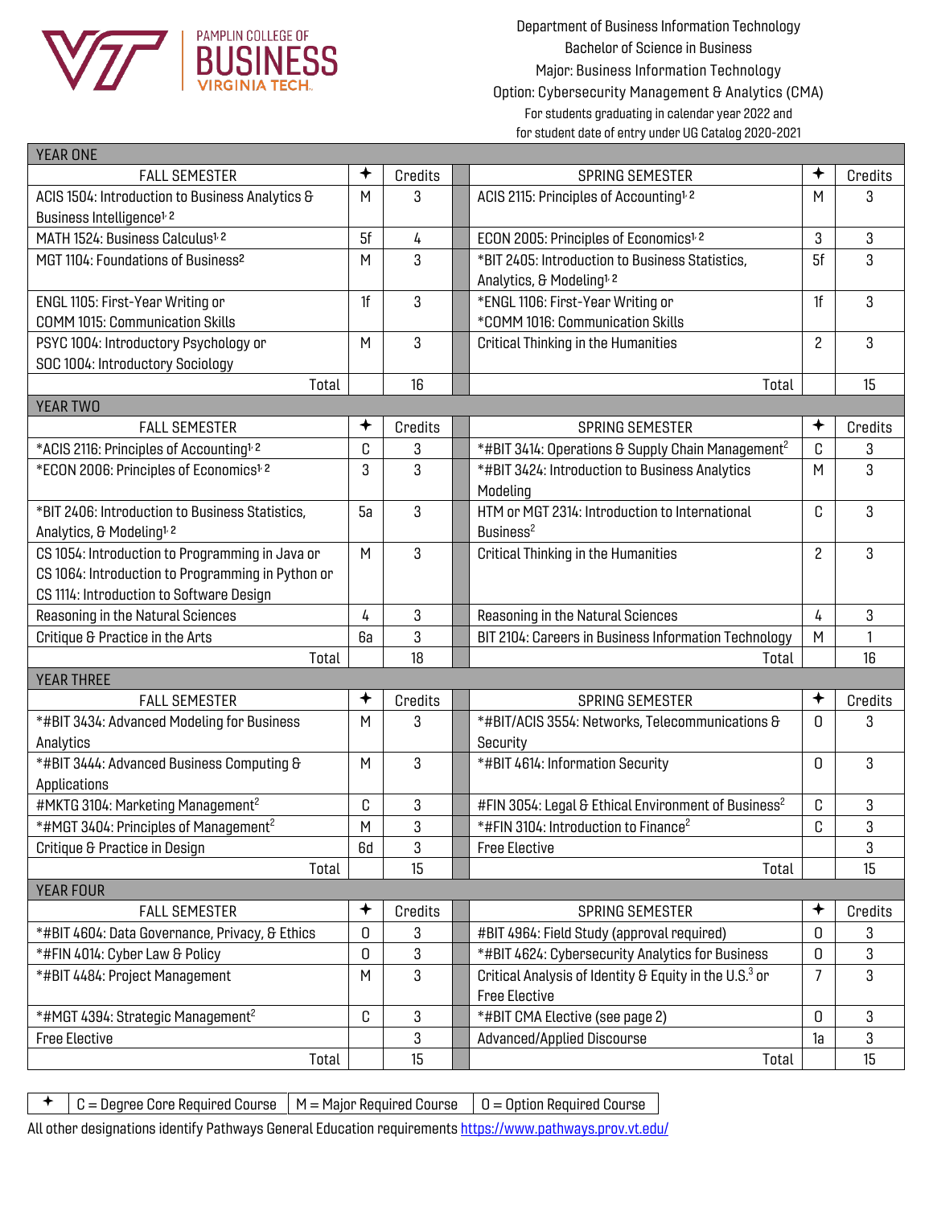PAMPLIN COLLEGE OF BUSINESS VIRGINIA TECH.

Department of Business Information Technology
Bachelor of Science in Business
Major: Business Information Technology
Option: Cybersecurity Management & Analytics (CMA)
For students graduating in calendar year 2022 and
for student date of entry under UG Catalog 2020-2021

| YEAR ONE | | | | | |
|---|---|---|---|---|---|
| FALL SEMESTER | ✦ | Credits | SPRING SEMESTER | ✦ | Credits |
| ACIS 1504: Introduction to Business Analytics & Business Intelligence[1,2] | M | 3 | ACIS 2115: Principles of Accounting[1,2] | M | 3 |
| MATH 1524: Business Calculus[1,2] | 5f | 4 | ECON 2005: Principles of Economics[1,2] | 3 | 3 |
| MGT 1104: Foundations of Business[2] | M | 3 | *BIT 2405: Introduction to Business Statistics, Analytics, & Modeling[1,2] | 5f | 3 |
| ENGL 1105: First-Year Writing or COMM 1015: Communication Skills | 1f | 3 | *ENGL 1106: First-Year Writing or *COMM 1016: Communication Skills | 1f | 3 |
| PSYC 1004: Introductory Psychology or SOC 1004: Introductory Sociology | M | 3 | Critical Thinking in the Humanities | 2 | 3 |
| Total | | 16 | Total | | 15 |
| **YEAR TWO** | | | | | |
| FALL SEMESTER | ✦ | Credits | SPRING SEMESTER | ✦ | Credits |
| *ACIS 2116: Principles of Accounting[1,2] | C | 3 | *#BIT 3414: Operations & Supply Chain Management[2] | C | 3 |
| *ECON 2006: Principles of Economics[1,2] | 3 | 3 | *#BIT 3424: Introduction to Business Analytics Modeling | M | 3 |
| *BIT 2406: Introduction to Business Statistics, Analytics, & Modeling[1,2] | 5a | 3 | HTM or MGT 2314: Introduction to International Business[2] | C | 3 |
| CS 1054: Introduction to Programming in Java or CS 1064: Introduction to Programming in Python or CS 1114: Introduction to Software Design | M | 3 | Critical Thinking in the Humanities | 2 | 3 |
| Reasoning in the Natural Sciences | 4 | 3 | Reasoning in the Natural Sciences | 4 | 3 |
| Critique & Practice in the Arts | 6a | 3 | BIT 2104: Careers in Business Information Technology | M | 1 |
| Total | | 18 | Total | | 16 |
| **YEAR THREE** | | | | | |
| FALL SEMESTER | ✦ | Credits | SPRING SEMESTER | ✦ | Credits |
| *#BIT 3434: Advanced Modeling for Business Analytics | M | 3 | *#BIT/ACIS 3554: Networks, Telecommunications & Security | O | 3 |
| *#BIT 3444: Advanced Business Computing & Applications | M | 3 | *#BIT 4614: Information Security | O | 3 |
| #MKTG 3104: Marketing Management[2] | C | 3 | #FIN 3054: Legal & Ethical Environment of Business[2] | C | 3 |
| *#MGT 3404: Principles of Management[2] | M | 3 | *#FIN 3104: Introduction to Finance[2] | C | 3 |
| Critique & Practice in Design | 6d | 3 | Free Elective | | 3 |
| Total | | 15 | Total | | 15 |
| **YEAR FOUR** | | | | | |
| FALL SEMESTER | ✦ | Credits | SPRING SEMESTER | ✦ | Credits |
| *#BIT 4604: Data Governance, Privacy, & Ethics | O | 3 | #BIT 4964: Field Study (approval required) | O | 3 |
| *#FIN 4014: Cyber Law & Policy | O | 3 | *#BIT 4624: Cybersecurity Analytics for Business | O | 3 |
| *#BIT 4484: Project Management | M | 3 | Critical Analysis of Identity & Equity in the U.S.[3] or Free Elective | 7 | 3 |
| *#MGT 4394: Strategic Management[2] | C | 3 | *#BIT CMA Elective (see page 2) | O | 3 |
| Free Elective | | 3 | Advanced/Applied Discourse | 1a | 3 |
| Total | | 15 | Total | | 15 |

| ✦ | C = Degree Core Required Course | M = Major Required Course | O = Option Required Course |
|---|---|---|---|

All other designations identify Pathways General Education requirements https://www.pathways.prov.vt.edu/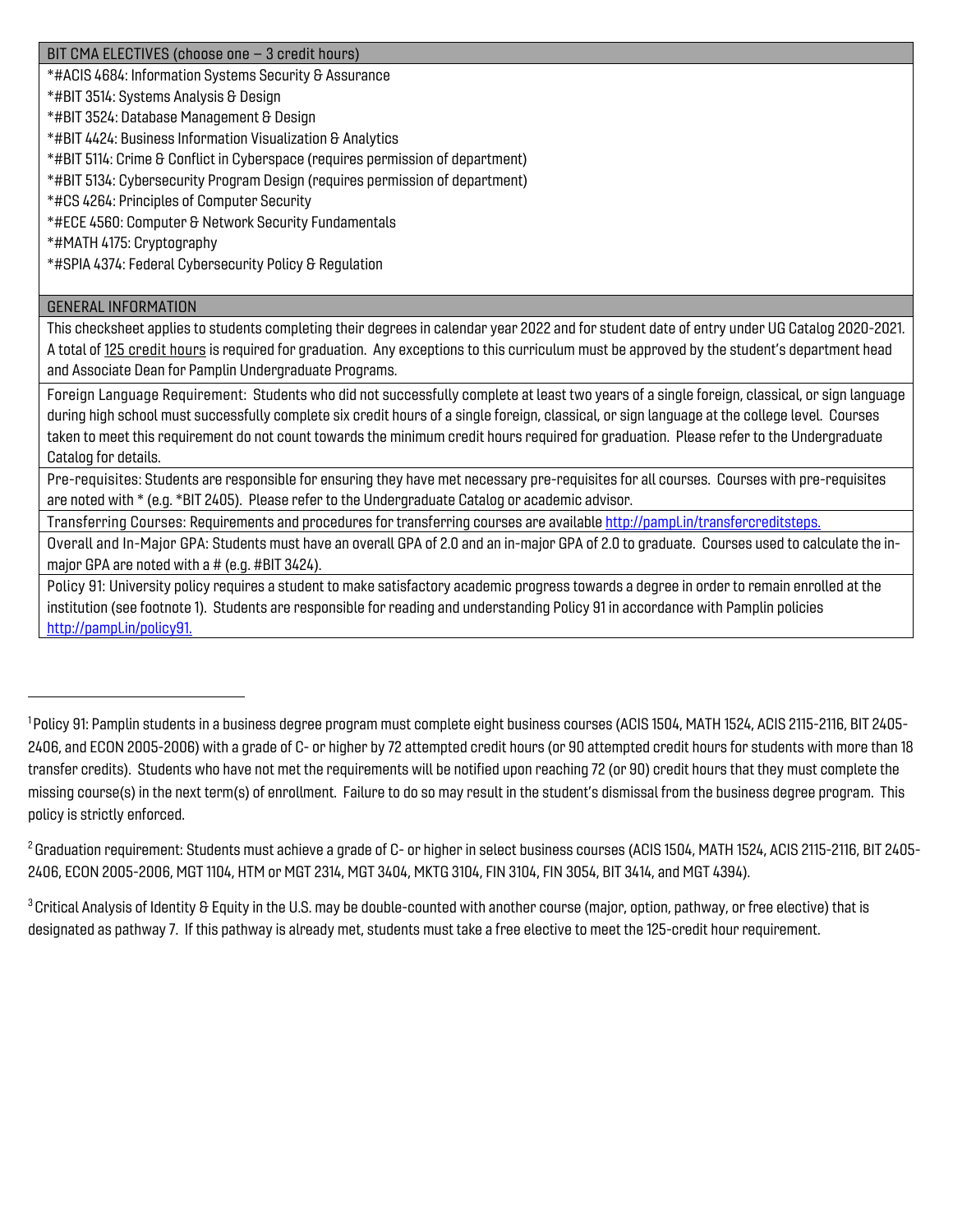| BIT CMA ELECTIVES (choose one – 3 credit hours) |
|---|
| *#ACIS 4684: Information Systems Security & Assurance<br>*#BIT 3514: Systems Analysis & Design<br>*#BIT 3524: Database Management & Design<br>*#BIT 4424: Business Information Visualization & Analytics<br>*#BIT 5114: Crime & Conflict in Cyberspace (requires permission of department)<br>*#BIT 5134: Cybersecurity Program Design (requires permission of department)<br>*#CS 4264: Principles of Computer Security<br>*#ECE 4560: Computer & Network Security Fundamentals<br>*#MATH 4175: Cryptography<br>*#SPIA 4374: Federal Cybersecurity Policy & Regulation |

| GENERAL INFORMATION |
|---|
| This checksheet applies to students completing their degrees in calendar year 2022 and for student date of entry under UG Catalog 2020-2021. A total of 125 credit hours is required for graduation. Any exceptions to this curriculum must be approved by the student's department head and Associate Dean for Pamplin Undergraduate Programs. |
| Foreign Language Requirement: Students who did not successfully complete at least two years of a single foreign, classical, or sign language during high school must successfully complete six credit hours of a single foreign, classical, or sign language at the college level. Courses taken to meet this requirement do not count towards the minimum credit hours required for graduation. Please refer to the Undergraduate Catalog for details. |
| Pre-requisites: Students are responsible for ensuring they have met necessary pre-requisites for all courses. Courses with pre-requisites are noted with * (e.g. *BIT 2405). Please refer to the Undergraduate Catalog or academic advisor. |
| Transferring Courses: Requirements and procedures for transferring courses are available http://pampl.in/transfercreditsteps. |
| Overall and In-Major GPA: Students must have an overall GPA of 2.0 and an in-major GPA of 2.0 to graduate. Courses used to calculate the in-major GPA are noted with a # (e.g. #BIT 3424). |
| Policy 91: University policy requires a student to make satisfactory academic progress towards a degree in order to remain enrolled at the institution (see footnote 1). Students are responsible for reading and understanding Policy 91 in accordance with Pamplin policies http://pampl.in/policy91. |

---

[1] Policy 91: Pamplin students in a business degree program must complete eight business courses (ACIS 1504, MATH 1524, ACIS 2115-2116, BIT 2405-2406, and ECON 2005-2006) with a grade of C- or higher by 72 attempted credit hours (or 90 attempted credit hours for students with more than 18 transfer credits). Students who have not met the requirements will be notified upon reaching 72 (or 90) credit hours that they must complete the missing course(s) in the next term(s) of enrollment. Failure to do so may result in the student's dismissal from the business degree program. This policy is strictly enforced.

[2] Graduation requirement: Students must achieve a grade of C- or higher in select business courses (ACIS 1504, MATH 1524, ACIS 2115-2116, BIT 2405-2406, ECON 2005-2006, MGT 1104, HTM or MGT 2314, MGT 3404, MKTG 3104, FIN 3104, FIN 3054, BIT 3414, and MGT 4394).

[3] Critical Analysis of Identity & Equity in the U.S. may be double-counted with another course (major, option, pathway, or free elective) that is designated as pathway 7. If this pathway is already met, students must take a free elective to meet the 125-credit hour requirement.